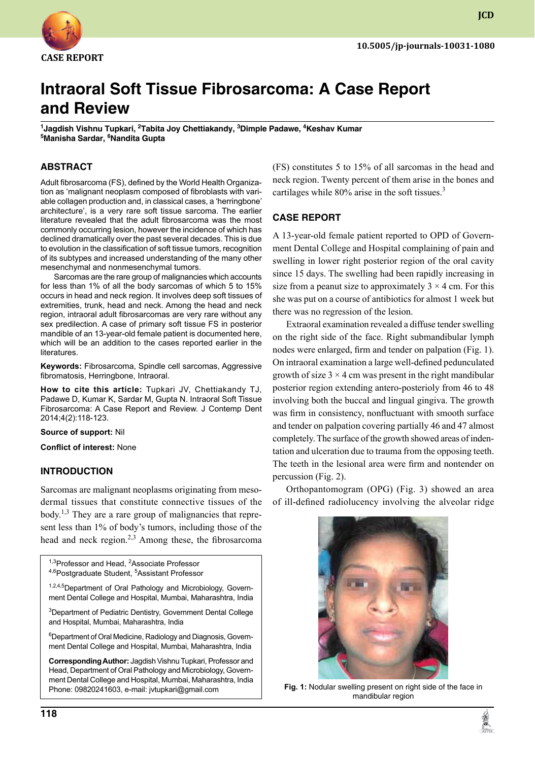CASE REPORT

10.5005/jp-journals-10031-1080

# Intraoral Soft Tissue Fibrosarcoma: A Case Report and Review

[1]Jagdish Vishnu Tupkari, [2]Tabita Joy Chettiakandy, [3]Dimple Padawe, [4]Keshav Kumar
[5]Manisha Sardar, [6]Nandita Gupta

## ABSTRACT

Adult fibrosarcoma (FS), defined by the World Health Organization as 'malignant neoplasm composed of fibroblasts with variable collagen production and, in classical cases, a 'herringbone' architecture', is a very rare soft tissue sarcoma. The earlier literature revealed that the adult fibrosarcoma was the most commonly occurring lesion, however the incidence of which has declined dramatically over the past several decades. This is due to evolution in the classification of soft tissue tumors, recognition of its subtypes and increased understanding of the many other mesenchymal and nonmesenchymal tumors.

Sarcomas are the rare group of malignancies which accounts for less than 1% of all the body sarcomas of which 5 to 15% occurs in head and neck region. It involves deep soft tissues of extremities, trunk, head and neck. Among the head and neck region, intraoral adult fibrosarcomas are very rare without any sex predilection. A case of primary soft tissue FS in posterior mandible of an 13-year-old female patient is documented here, which will be an addition to the cases reported earlier in the literatures.

**Keywords:** Fibrosarcoma, Spindle cell sarcomas, Aggressive fibromatosis, Herringbone, Intraoral.

**How to cite this article:** Tupkari JV, Chettiakandy TJ, Padawe D, Kumar K, Sardar M, Gupta N. Intraoral Soft Tissue Fibrosarcoma: A Case Report and Review. J Contemp Dent 2014;4(2):118-123.

**Source of support:** Nil

**Conflict of interest:** None

## INTRODUCTION

Sarcomas are malignant neoplasms originating from mesodermal tissues that constitute connective tissues of the body.[1,3] They are a rare group of malignancies that represent less than 1% of body's tumors, including those of the head and neck region.[2,3] Among these, the fibrosarcoma (FS) constitutes 5 to 15% of all sarcomas in the head and neck region. Twenty percent of them arise in the bones and cartilages while 80% arise in the soft tissues.[3]

## CASE REPORT

A 13-year-old female patient reported to OPD of Government Dental College and Hospital complaining of pain and swelling in lower right posterior region of the oral cavity since 15 days. The swelling had been rapidly increasing in size from a peanut size to approximately 3 × 4 cm. For this she was put on a course of antibiotics for almost 1 week but there was no regression of the lesion.

Extraoral examination revealed a diffuse tender swelling on the right side of the face. Right submandibular lymph nodes were enlarged, firm and tender on palpation (Fig. 1). On intraoral examination a large well-defined pedunculated growth of size 3 × 4 cm was present in the right mandibular posterior region extending antero-posteriorly from 46 to 48 involving both the buccal and lingual gingiva. The growth was firm in consistency, nonfluctuant with smooth surface and tender on palpation covering partially 46 and 47 almost completely. The surface of the growth showed areas of indentation and ulceration due to trauma from the opposing teeth. The teeth in the lesional area were firm and nontender on percussion (Fig. 2).

Orthopantomogram (OPG) (Fig. 3) showed an area of ill-defined radiolucency involving the alveolar ridge

Fig. 1: Nodular swelling present on right side of the face in mandibular region

---

[1,3]Professor and Head, [2]Associate Professor
[4,6]Postgraduate Student, [5]Assistant Professor

[1,2,4,5]Department of Oral Pathology and Microbiology, Government Dental College and Hospital, Mumbai, Maharashtra, India

[3]Department of Pediatric Dentistry, Government Dental College and Hospital, Mumbai, Maharashtra, India

[6]Department of Oral Medicine, Radiology and Diagnosis, Government Dental College and Hospital, Mumbai, Maharashtra, India

**Corresponding Author:** Jagdish Vishnu Tupkari, Professor and Head, Department of Oral Pathology and Microbiology, Government Dental College and Hospital, Mumbai, Maharashtra, India
Phone: 09820241603, e-mail: jvtupkari@gmail.com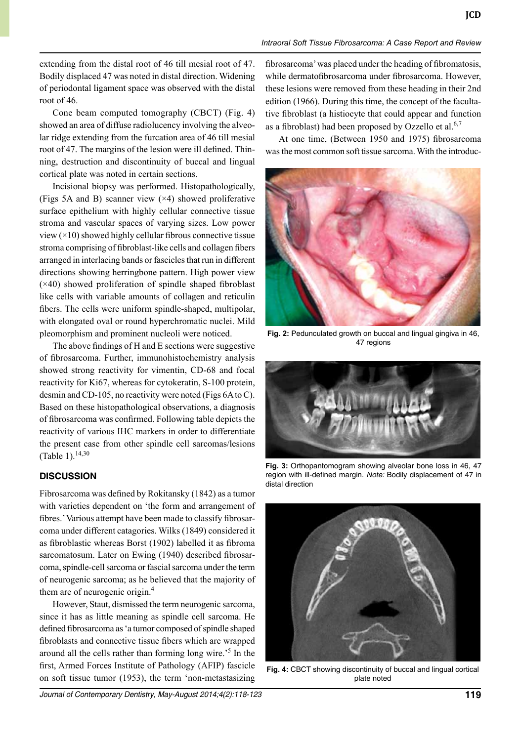extending from the distal root of 46 till mesial root of 47. Bodily displaced 47 was noted in distal direction. Widening of periodontal ligament space was observed with the distal root of 46.

Cone beam computed tomography (CBCT) (Fig. 4) showed an area of diffuse radiolucency involving the alveolar ridge extending from the furcation area of 46 till mesial root of 47. The margins of the lesion were ill defined. Thinning, destruction and discontinuity of buccal and lingual cortical plate was noted in certain sections.

Incisional biopsy was performed. Histopathologically, (Figs 5A and B) scanner view (×4) showed proliferative surface epithelium with highly cellular connective tissue stroma and vascular spaces of varying sizes. Low power view (×10) showed highly cellular fibrous connective tissue stroma comprising of fibroblast-like cells and collagen fibers arranged in interlacing bands or fascicles that run in different directions showing herringbone pattern. High power view (×40) showed proliferation of spindle shaped fibroblast like cells with variable amounts of collagen and reticulin fibers. The cells were uniform spindle-shaped, multipolar, with elongated oval or round hyperchromatic nuclei. Mild pleomorphism and prominent nucleoli were noticed.

The above findings of H and E sections were suggestive of fibrosarcoma. Further, immunohistochemistry analysis showed strong reactivity for vimentin, CD-68 and focal reactivity for Ki67, whereas for cytokeratin, S-100 protein, desmin and CD-105, no reactivity were noted (Figs 6A to C). Based on these histopathological observations, a diagnosis of fibrosarcoma was confirmed. Following table depicts the reactivity of various IHC markers in order to differentiate the present case from other spindle cell sarcomas/lesions (Table 1).[14,30]

## DISCUSSION

Fibrosarcoma was defined by Rokitansky (1842) as a tumor with varieties dependent on 'the form and arrangement of fibres.' Various attempt have been made to classify fibrosarcoma under different catagories. Wilks (1849) considered it as fibroblastic whereas Borst (1902) labelled it as fibroma sarcomatosum. Later on Ewing (1940) described fibrosarcoma, spindle-cell sarcoma or fascial sarcoma under the term of neurogenic sarcoma; as he believed that the majority of them are of neurogenic origin.[4]

However, Staut, dismissed the term neurogenic sarcoma, since it has as little meaning as spindle cell sarcoma. He defined fibrosarcoma as 'a tumor composed of spindle shaped fibroblasts and connective tissue fibers which are wrapped around all the cells rather than forming long wire.'[5] In the first, Armed Forces Institute of Pathology (AFIP) fascicle on soft tissue tumor (1953), the term 'non-metastasizing fibrosarcoma' was placed under the heading of fibromatosis, while dermatofibrosarcoma under fibrosarcoma. However, these lesions were removed from these heading in their 2nd edition (1966). During this time, the concept of the facultative fibroblast (a histiocyte that could appear and function as a fibroblast) had been proposed by Ozzello et al.[6,7]

At one time, (Between 1950 and 1975) fibrosarcoma was the most common soft tissue sarcoma. With the introduc-

**Fig. 2:** Pedunculated growth on buccal and lingual gingiva in 46, 47 regions

**Fig. 3:** Orthopantomogram showing alveolar bone loss in 46, 47 region with ill-defined margin. *Note:* Bodily displacement of 47 in distal direction

**Fig. 4:** CBCT showing discontinuity of buccal and lingual cortical plate noted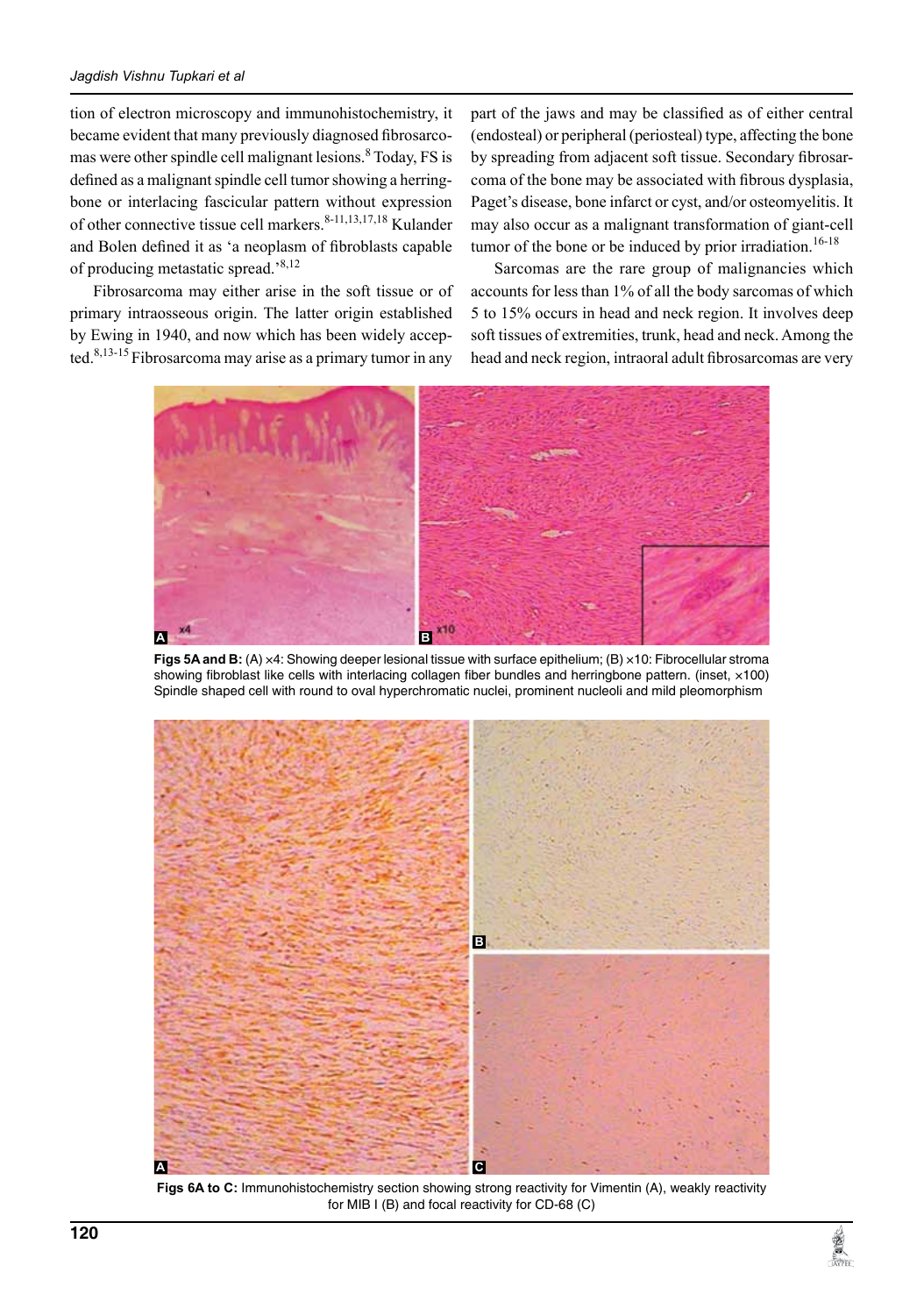tion of electron microscopy and immunohistochemistry, it became evident that many previously diagnosed fibrosarcomas were other spindle cell malignant lesions.[8] Today, FS is defined as a malignant spindle cell tumor showing a herringbone or interlacing fascicular pattern without expression of other connective tissue cell markers.[8-11,13,17,18] Kulander and Bolen defined it as 'a neoplasm of fibroblasts capable of producing metastatic spread.'[8,12]

Fibrosarcoma may either arise in the soft tissue or of primary intraosseous origin. The latter origin established by Ewing in 1940, and now which has been widely accepted.[8,13-15] Fibrosarcoma may arise as a primary tumor in any part of the jaws and may be classified as of either central (endosteal) or peripheral (periosteal) type, affecting the bone by spreading from adjacent soft tissue. Secondary fibrosarcoma of the bone may be associated with fibrous dysplasia, Paget's disease, bone infarct or cyst, and/or osteomyelitis. It may also occur as a malignant transformation of giant-cell tumor of the bone or be induced by prior irradiation.[16-18]

Sarcomas are the rare group of malignancies which accounts for less than 1% of all the body sarcomas of which 5 to 15% occurs in head and neck region. It involves deep soft tissues of extremities, trunk, head and neck. Among the head and neck region, intraoral adult fibrosarcomas are very

**Figs 5A and B:** (A) ×4: Showing deeper lesional tissue with surface epithelium; (B) ×10: Fibrocellular stroma showing fibroblast like cells with interlacing collagen fiber bundles and herringbone pattern. (inset, ×100) Spindle shaped cell with round to oval hyperchromatic nuclei, prominent nucleoli and mild pleomorphism

**Figs 6A to C:** Immunohistochemistry section showing strong reactivity for Vimentin (A), weakly reactivity for MIB I (B) and focal reactivity for CD-68 (C)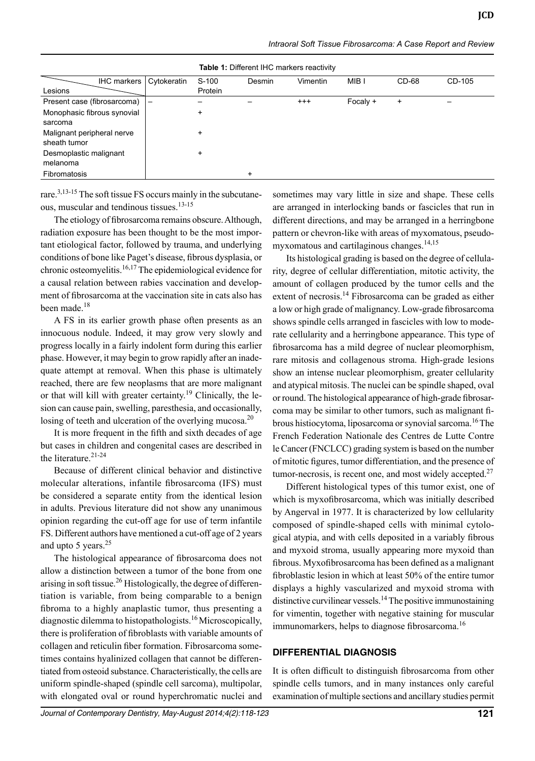**Table 1:** Different IHC markers reactivity

| Lesions \ IHC markers | Cytokeratin | S-100 Protein | Desmin | Vimentin | MIB I | CD-68 | CD-105 |
|---|---|---|---|---|---|---|---|
| Present case (fibrosarcoma) | – | – | – | +++ | Focaly + | + | – |
| Monophasic fibrous synovial sarcoma | | + | | | | | |
| Malignant peripheral nerve sheath tumor | | + | | | | | |
| Desmoplastic malignant melanoma | | + | | | | | |
| Fibromatosis | | | + | | | | |

rare.[3,13-15] The soft tissue FS occurs mainly in the subcutaneous, muscular and tendinous tissues.[13-15]

The etiology of fibrosarcoma remains obscure. Although, radiation exposure has been thought to be the most important etiological factor, followed by trauma, and underlying conditions of bone like Paget's disease, fibrous dysplasia, or chronic osteomyelitis.[16,17] The epidemiological evidence for a causal relation between rabies vaccination and development of fibrosarcoma at the vaccination site in cats also has been made.[18]

A FS in its earlier growth phase often presents as an innocuous nodule. Indeed, it may grow very slowly and progress locally in a fairly indolent form during this earlier phase. However, it may begin to grow rapidly after an inadequate attempt at removal. When this phase is ultimately reached, there are few neoplasms that are more malignant or that will kill with greater certainty.[19] Clinically, the lesion can cause pain, swelling, paresthesia, and occasionally, losing of teeth and ulceration of the overlying mucosa.[20]

It is more frequent in the fifth and sixth decades of age but cases in children and congenital cases are described in the literature.[21-24]

Because of different clinical behavior and distinctive molecular alterations, infantile fibrosarcoma (IFS) must be considered a separate entity from the identical lesion in adults. Previous literature did not show any unanimous opinion regarding the cut-off age for use of term infantile FS. Different authors have mentioned a cut-off age of 2 years and upto 5 years.[25]

The histological appearance of fibrosarcoma does not allow a distinction between a tumor of the bone from one arising in soft tissue.[26] Histologically, the degree of differentiation is variable, from being comparable to a benign fibroma to a highly anaplastic tumor, thus presenting a diagnostic dilemma to histopathologists.[16] Microscopically, there is proliferation of fibroblasts with variable amounts of collagen and reticulin fiber formation. Fibrosarcoma sometimes contains hyalinized collagen that cannot be differentiated from osteoid substance. Characteristically, the cells are uniform spindle-shaped (spindle cell sarcoma), multipolar, with elongated oval or round hyperchromatic nuclei and sometimes may vary little in size and shape. These cells are arranged in interlocking bands or fascicles that run in different directions, and may be arranged in a herringbone pattern or chevron-like with areas of myxomatous, pseudomyxomatous and cartilaginous changes.[14,15]

Its histological grading is based on the degree of cellularity, degree of cellular differentiation, mitotic activity, the amount of collagen produced by the tumor cells and the extent of necrosis.[14] Fibrosarcoma can be graded as either a low or high grade of malignancy. Low-grade fibrosarcoma shows spindle cells arranged in fascicles with low to moderate cellularity and a herringbone appearance. This type of fibrosarcoma has a mild degree of nuclear pleomorphism, rare mitosis and collagenous stroma. High-grade lesions show an intense nuclear pleomorphism, greater cellularity and atypical mitosis. The nuclei can be spindle shaped, oval or round. The histological appearance of high-grade fibrosarcoma may be similar to other tumors, such as malignant fibrous histiocytoma, liposarcoma or synovial sarcoma.[16] The French Federation Nationale des Centres de Lutte Contre le Cancer (FNCLCC) grading system is based on the number of mitotic figures, tumor differentiation, and the presence of tumor-necrosis, is recent one, and most widely accepted.[27]

Different histological types of this tumor exist, one of which is myxofibrosarcoma, which was initially described by Angerval in 1977. It is characterized by low cellularity composed of spindle-shaped cells with minimal cytologic atypia, and with cells deposited in a variably fibrous and myxoid stroma, usually appearing more myxoid than fibrous. Myxofibrosarcoma has been defined as a malignant fibroblastic lesion in which at least 50% of the entire tumor displays a highly vascularized and myxoid stroma with distinctive curvilinear vessels.[14] The positive immunostaining for vimentin, together with negative staining for muscular immunomarkers, helps to diagnose fibrosarcoma.[16]

## DIFFERENTIAL DIAGNOSIS

It is often difficult to distinguish fibrosarcoma from other spindle cells tumors, and in many instances only careful examination of multiple sections and ancillary studies permit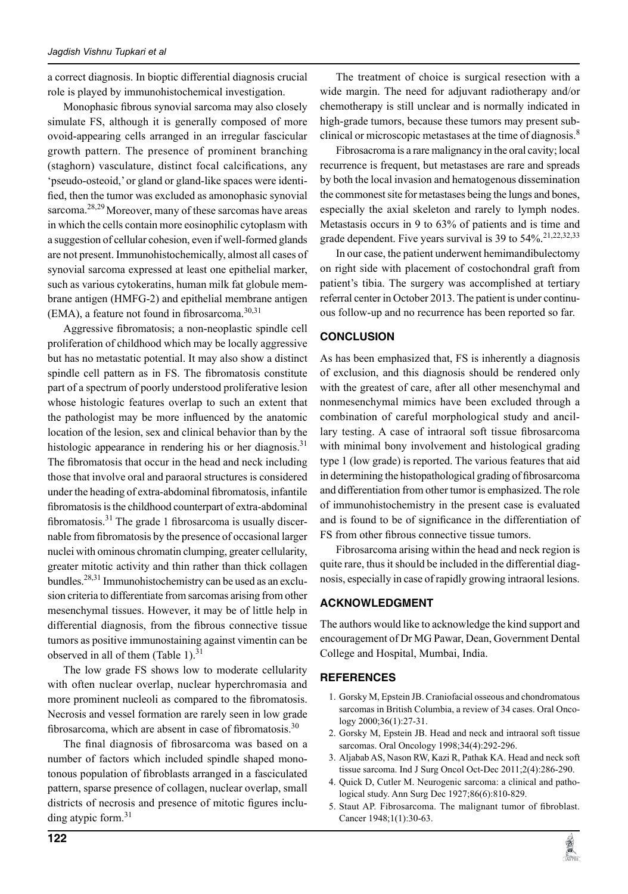a correct diagnosis. In bioptic differential diagnosis crucial role is played by immunohistochemical investigation.

Monophasic fibrous synovial sarcoma may also closely simulate FS, although it is generally composed of more ovoid-appearing cells arranged in an irregular fascicular growth pattern. The presence of prominent branching (staghorn) vasculature, distinct focal calcifications, any 'pseudo-osteoid,' or gland or gland-like spaces were identified, then the tumor was excluded as amonophasic synovial sarcoma.[28,29] Moreover, many of these sarcomas have areas in which the cells contain more eosinophilic cytoplasm with a suggestion of cellular cohesion, even if well-formed glands are not present. Immunohistochemically, almost all cases of synovial sarcoma expressed at least one epithelial marker, such as various cytokeratins, human milk fat globule membrane antigen (HMFG-2) and epithelial membrane antigen (EMA), a feature not found in fibrosarcoma.[30,31]

Aggressive fibromatosis; a non-neoplastic spindle cell proliferation of childhood which may be locally aggressive but has no metastatic potential. It may also show a distinct spindle cell pattern as in FS. The fibromatosis constitute part of a spectrum of poorly understood proliferative lesion whose histologic features overlap to such an extent that the pathologist may be more influenced by the anatomic location of the lesion, sex and clinical behavior than by the histologic appearance in rendering his or her diagnosis.[31] The fibromatosis that occur in the head and neck including those that involve oral and paraoral structures is considered under the heading of extra-abdominal fibromatosis, infantile fibromatosis is the childhood counterpart of extra-abdominal fibromatosis.[31] The grade 1 fibrosarcoma is usually discernable from fibromatosis by the presence of occasional larger nuclei with ominous chromatin clumping, greater cellularity, greater mitotic activity and thin rather than thick collagen bundles.[28,31] Immunohistochemistry can be used as an exclusion criteria to differentiate from sarcomas arising from other mesenchymal tissues. However, it may be of little help in differential diagnosis, from the fibrous connective tissue tumors as positive immunostaining against vimentin can be observed in all of them (Table 1).[31]

The low grade FS shows low to moderate cellularity with often nuclear overlap, nuclear hyperchromasia and more prominent nucleoli as compared to the fibromatosis. Necrosis and vessel formation are rarely seen in low grade fibrosarcoma, which are absent in case of fibromatosis.[30]

The final diagnosis of fibrosarcoma was based on a number of factors which included spindle shaped monotonous population of fibroblasts arranged in a fasciculated pattern, sparse presence of collagen, nuclear overlap, small districts of necrosis and presence of mitotic figures including atypic form.[31]

The treatment of choice is surgical resection with a wide margin. The need for adjuvant radiotherapy and/or chemotherapy is still unclear and is normally indicated in high-grade tumors, because these tumors may present subclinical or microscopic metastases at the time of diagnosis.[8]

Fibrosacroma is a rare malignancy in the oral cavity; local recurrence is frequent, but metastases are rare and spreads by both the local invasion and hematogenous dissemination the commonest site for metastases being the lungs and bones, especially the axial skeleton and rarely to lymph nodes. Metastasis occurs in 9 to 63% of patients and is time and grade dependent. Five years survival is 39 to 54%.[21,22,32,33]

In our case, the patient underwent hemimandibulectomy on right side with placement of costochondral graft from patient's tibia. The surgery was accomplished at tertiary referral center in October 2013. The patient is under continuous follow-up and no recurrence has been reported so far.

## CONCLUSION

As has been emphasized that, FS is inherently a diagnosis of exclusion, and this diagnosis should be rendered only with the greatest of care, after all other mesenchymal and nonmesenchymal mimics have been excluded through a combination of careful morphological study and ancillary testing. A case of intraoral soft tissue fibrosarcoma with minimal bony involvement and histological grading type 1 (low grade) is reported. The various features that aid in determining the histopathological grading of fibrosarcoma and differentiation from other tumor is emphasized. The role of immunohistochemistry in the present case is evaluated and is found to be of significance in the differentiation of FS from other fibrous connective tissue tumors.

Fibrosarcoma arising within the head and neck region is quite rare, thus it should be included in the differential diagnosis, especially in case of rapidly growing intraoral lesions.

## ACKNOWLEDGMENT

The authors would like to acknowledge the kind support and encouragement of Dr MG Pawar, Dean, Government Dental College and Hospital, Mumbai, India.

## REFERENCES

1. Gorsky M, Epstein JB. Craniofacial osseous and chondromatous sarcomas in British Columbia, a review of 34 cases. Oral Oncology 2000;36(1):27-31.
2. Gorsky M, Epstein JB. Head and neck and intraoral soft tissue sarcomas. Oral Oncology 1998;34(4):292-296.
3. Aljabab AS, Nason RW, Kazi R, Pathak KA. Head and neck soft tissue sarcoma. Ind J Surg Oncol Oct-Dec 2011;2(4):286-290.
4. Quick D, Cutler M. Neurogenic sarcoma: a clinical and pathological study. Ann Surg Dec 1927;86(6):810-829.
5. Staut AP. Fibrosarcoma. The malignant tumor of fibroblast. Cancer 1948;1(1):30-63.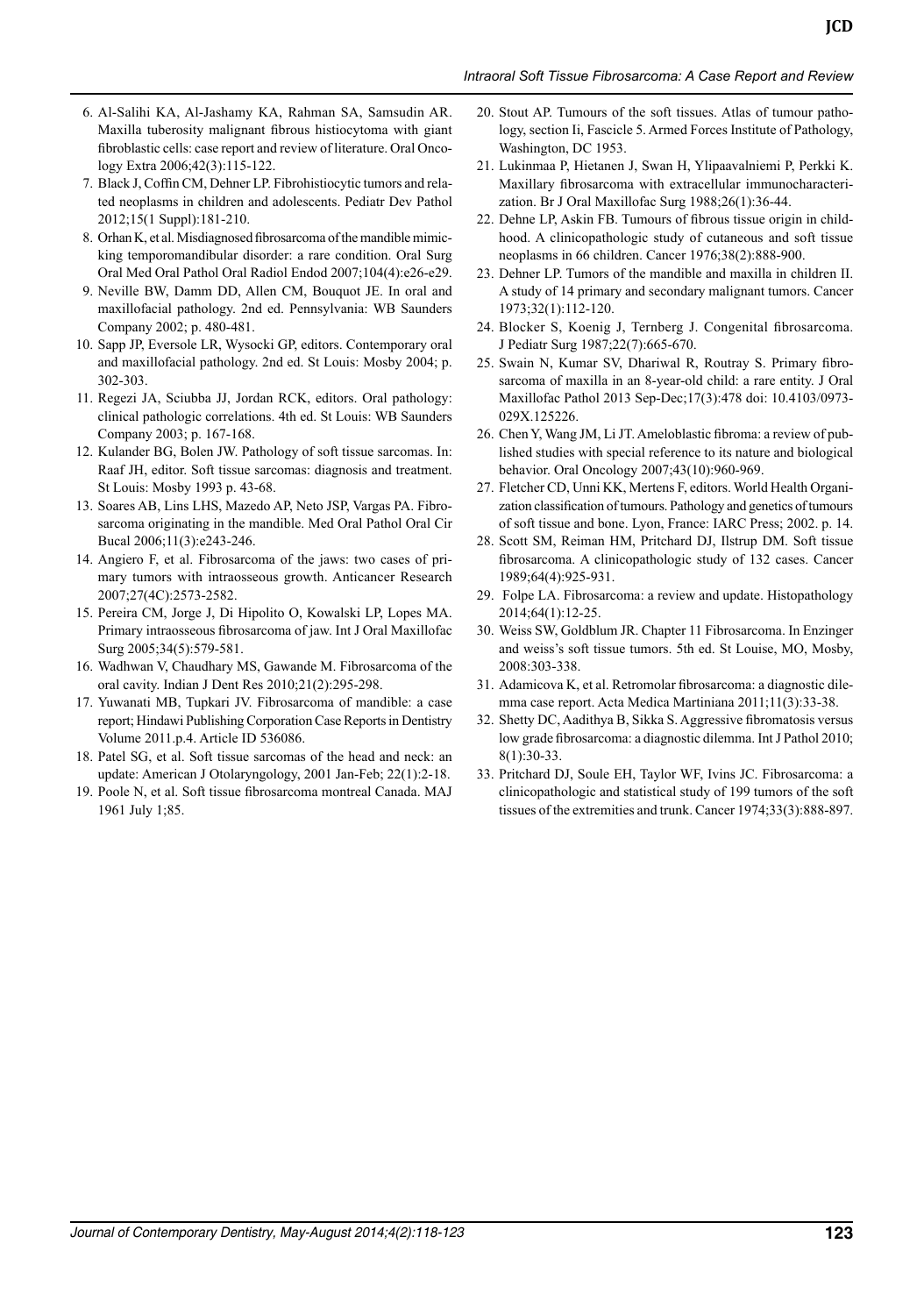6. Al-Salihi KA, Al-Jashamy KA, Rahman SA, Samsudin AR. Maxilla tuberosity malignant fibrous histiocytoma with giant fibroblastic cells: case report and review of literature. Oral Oncology Extra 2006;42(3):115-122.
7. Black J, Coffin CM, Dehner LP. Fibrohistiocytic tumors and related neoplasms in children and adolescents. Pediatr Dev Pathol 2012;15(1 Suppl):181-210.
8. Orhan K, et al. Misdiagnosed fibrosarcoma of the mandible mimicking temporomandibular disorder: a rare condition. Oral Surg Oral Med Oral Pathol Oral Radiol Endod 2007;104(4):e26-e29.
9. Neville BW, Damm DD, Allen CM, Bouquot JE. In oral and maxillofacial pathology. 2nd ed. Pennsylvania: WB Saunders Company 2002; p. 480-481.
10. Sapp JP, Eversole LR, Wysocki GP, editors. Contemporary oral and maxillofacial pathology. 2nd ed. St Louis: Mosby 2004; p. 302-303.
11. Regezi JA, Sciubba JJ, Jordan RCK, editors. Oral pathology: clinical pathologic correlations. 4th ed. St Louis: WB Saunders Company 2003; p. 167-168.
12. Kulander BG, Bolen JW. Pathology of soft tissue sarcomas. In: Raaf JH, editor. Soft tissue sarcomas: diagnosis and treatment. St Louis: Mosby 1993 p. 43-68.
13. Soares AB, Lins LHS, Mazedo AP, Neto JSP, Vargas PA. Fibrosarcoma originating in the mandible. Med Oral Pathol Oral Cir Bucal 2006;11(3):e243-246.
14. Angiero F, et al. Fibrosarcoma of the jaws: two cases of primary tumors with intraosseous growth. Anticancer Research 2007;27(4C):2573-2582.
15. Pereira CM, Jorge J, Di Hipolito O, Kowalski LP, Lopes MA. Primary intraosseous fibrosarcoma of jaw. Int J Oral Maxillofac Surg 2005;34(5):579-581.
16. Wadhwan V, Chaudhary MS, Gawande M. Fibrosarcoma of the oral cavity. Indian J Dent Res 2010;21(2):295-298.
17. Yuwanati MB, Tupkari JV. Fibrosarcoma of mandible: a case report; Hindawi Publishing Corporation Case Reports in Dentistry Volume 2011.p.4. Article ID 536086.
18. Patel SG, et al. Soft tissue sarcomas of the head and neck: an update: American J Otolaryngology, 2001 Jan-Feb; 22(1):2-18.
19. Poole N, et al. Soft tissue fibrosarcoma montreal Canada. MAJ 1961 July 1;85.
20. Stout AP. Tumours of the soft tissues. Atlas of tumour pathology, section Ii, Fascicle 5. Armed Forces Institute of Pathology, Washington, DC 1953.
21. Lukinmaa P, Hietanen J, Swan H, Ylipaavalniemi P, Perkki K. Maxillary fibrosarcoma with extracellular immunocharacterization. Br J Oral Maxillofac Surg 1988;26(1):36-44.
22. Dehne LP, Askin FB. Tumours of fibrous tissue origin in childhood. A clinicopathologic study of cutaneous and soft tissue neoplasms in 66 children. Cancer 1976;38(2):888-900.
23. Dehner LP. Tumors of the mandible and maxilla in children II. A study of 14 primary and secondary malignant tumors. Cancer 1973;32(1):112-120.
24. Blocker S, Koenig J, Ternberg J. Congenital fibrosarcoma. J Pediatr Surg 1987;22(7):665-670.
25. Swain N, Kumar SV, Dhariwal R, Routray S. Primary fibrosarcoma of maxilla in an 8-year-old child: a rare entity. J Oral Maxillofac Pathol 2013 Sep-Dec;17(3):478 doi: 10.4103/0973-029X.125226.
26. Chen Y, Wang JM, Li JT. Ameloblastic fibroma: a review of published studies with special reference to its nature and biological behavior. Oral Oncology 2007;43(10):960-969.
27. Fletcher CD, Unni KK, Mertens F, editors. World Health Organization classification of tumours. Pathology and genetics of tumours of soft tissue and bone. Lyon, France: IARC Press; 2002. p. 14.
28. Scott SM, Reiman HM, Pritchard DJ, Ilstrup DM. Soft tissue fibrosarcoma. A clinicopathologic study of 132 cases. Cancer 1989;64(4):925-931.
29. Folpe LA. Fibrosarcoma: a review and update. Histopathology 2014;64(1):12-25.
30. Weiss SW, Goldblum JR. Chapter 11 Fibrosarcoma. In Enzinger and weiss's soft tissue tumors. 5th ed. St Louise, MO, Mosby, 2008:303-338.
31. Adamicova K, et al. Retromolar fibrosarcoma: a diagnostic dilemma case report. Acta Medica Martiniana 2011;11(3):33-38.
32. Shetty DC, Aadithya B, Sikka S. Aggressive fibromatosis versus low grade fibrosarcoma: a diagnostic dilemma. Int J Pathol 2010; 8(1):30-33.
33. Pritchard DJ, Soule EH, Taylor WF, Ivins JC. Fibrosarcoma: a clinicopathologic and statistical study of 199 tumors of the soft tissues of the extremities and trunk. Cancer 1974;33(3):888-897.